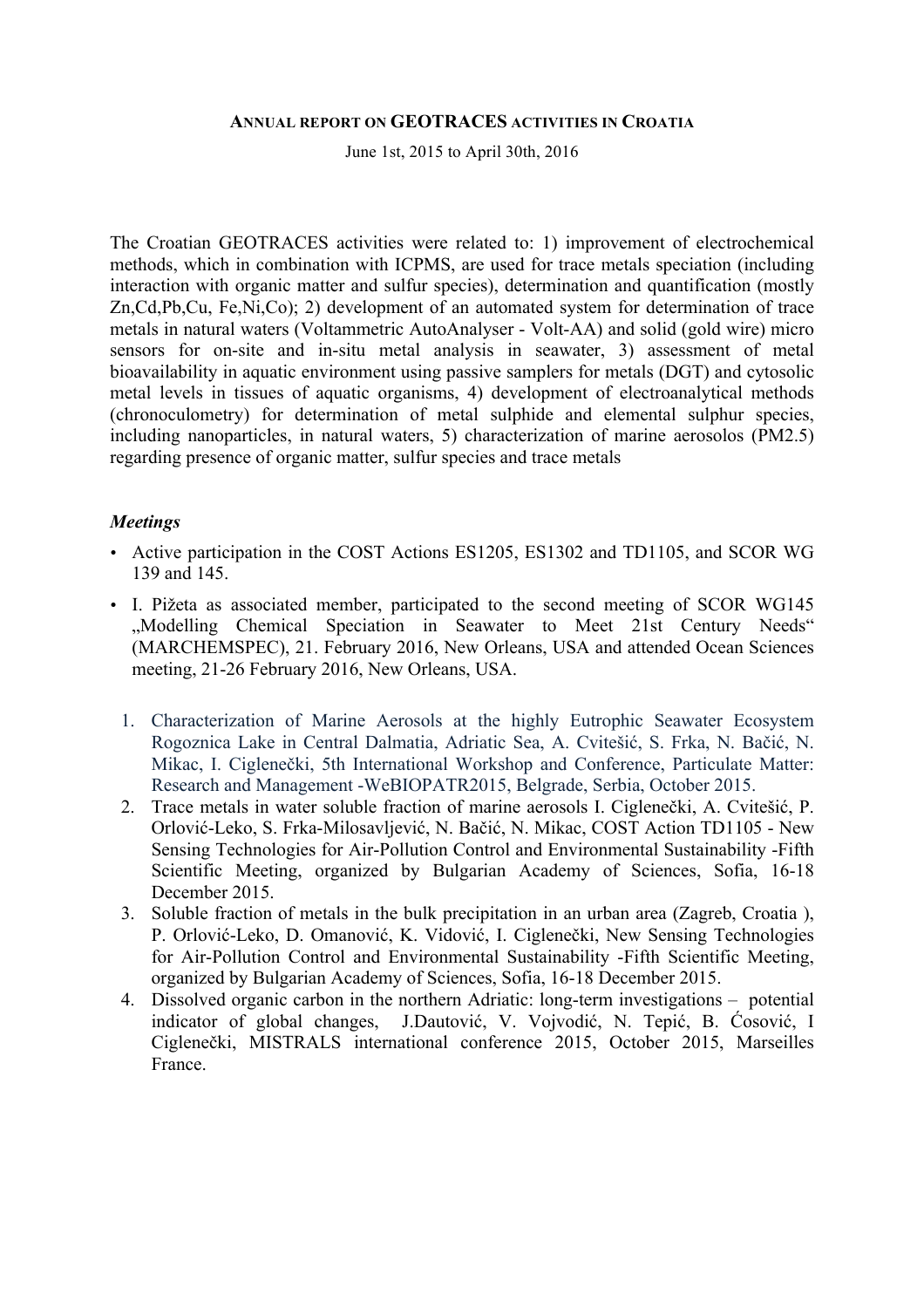# ANNUAL REPORT ON GEOTRACES ACTIVITIES IN CROATIA

June 1st, 2015 to April 30th, 2016

The Croatian GEOTRACES activities were related to: 1) improvement of electrochemical methods, which in combination with ICPMS, are used for trace metals speciation (including interaction with organic matter and sulfur species), determination and quantification (mostly Zn,Cd,Pb,Cu, Fe,Ni,Co); 2) development of an automated system for determination of trace metals in natural waters (Voltammetric AutoAnalyser - Volt-AA) and solid (gold wire) micro sensors for on-site and in-situ metal analysis in seawater, 3) assessment of metal bioavailability in aquatic environment using passive samplers for metals (DGT) and cytosolic metal levels in tissues of aquatic organisms, 4) development of electroanalytical methods (chronoculometry) for determination of metal sulphide and elemental sulphur species, including nanoparticles, in natural waters, 5) characterization of marine aerosolos (PM2.5) regarding presence of organic matter, sulfur species and trace metals

***Meetings***

- Active participation in the COST Actions ES1205, ES1302 and TD1105, and SCOR WG 139 and 145.
- I. Pižeta as associated member, participated to the second meeting of SCOR WG145 „Modelling Chemical Speciation in Seawater to Meet 21st Century Needs“ (MARCHEMSPEC), 21. February 2016, New Orleans, USA and attended Ocean Sciences meeting, 21-26 February 2016, New Orleans, USA.

1. Characterization of Marine Aerosols at the highly Eutrophic Seawater Ecosystem Rogoznica Lake in Central Dalmatia, Adriatic Sea, A. Cvitešić, S. Frka, N. Bačić, N. Mikac, I. Ciglenečki, 5th International Workshop and Conference, Particulate Matter: Research and Management -WeBIOPATR2015, Belgrade, Serbia, October 2015.
2. Trace metals in water soluble fraction of marine aerosols I. Ciglenečki, A. Cvitešić, P. Orlović-Leko, S. Frka-Milosavljević, N. Bačić, N. Mikac, COST Action TD1105 - New Sensing Technologies for Air-Pollution Control and Environmental Sustainability -Fifth Scientific Meeting, organized by Bulgarian Academy of Sciences, Sofia, 16-18 December 2015.
3. Soluble fraction of metals in the bulk precipitation in an urban area (Zagreb, Croatia ), P. Orlović-Leko, D. Omanović, K. Vidović, I. Ciglenečki, New Sensing Technologies for Air-Pollution Control and Environmental Sustainability -Fifth Scientific Meeting, organized by Bulgarian Academy of Sciences, Sofia, 16-18 December 2015.
4. Dissolved organic carbon in the northern Adriatic: long-term investigations – potential indicator of global changes, J.Dautović, V. Vojvodić, N. Tepić, B. Ćosović, I Ciglenečki, MISTRALS international conference 2015, October 2015, Marseilles France.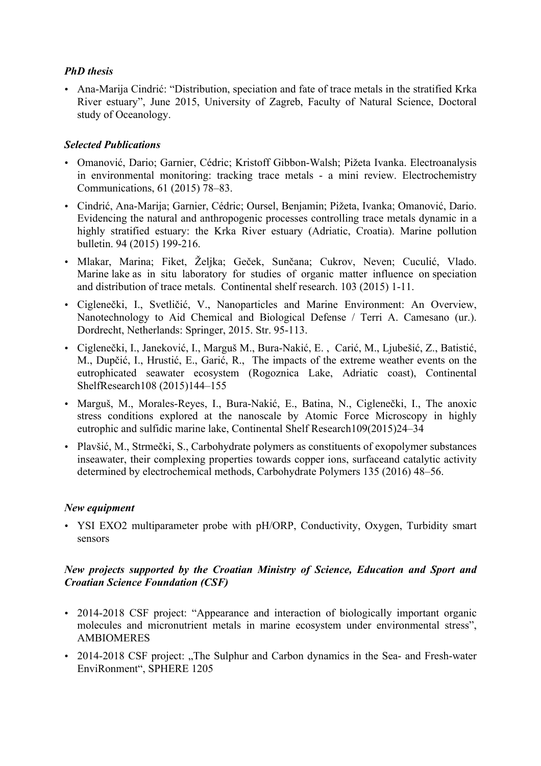### *PhD thesis*

- Ana-Marija Cindrić: "Distribution, speciation and fate of trace metals in the stratified Krka River estuary", June 2015, University of Zagreb, Faculty of Natural Science, Doctoral study of Oceanology.

### *Selected Publications*

- Omanović, Dario; Garnier, Cédric; Kristoff Gibbon-Walsh; Pižeta Ivanka. Electroanalysis in environmental monitoring: tracking trace metals - a mini review. Electrochemistry Communications, 61 (2015) 78–83.
- Cindrić, Ana-Marija; Garnier, Cédric; Oursel, Benjamin; Pižeta, Ivanka; Omanović, Dario. Evidencing the natural and anthropogenic processes controlling trace metals dynamic in a highly stratified estuary: the Krka River estuary (Adriatic, Croatia). Marine pollution bulletin. 94 (2015) 199-216.
- Mlakar, Marina; Fiket, Željka; Geček, Sunčana; Cukrov, Neven; Cuculić, Vlado. Marine lake as in situ laboratory for studies of organic matter influence on speciation and distribution of trace metals. Continental shelf research. 103 (2015) 1-11.
- Ciglenečki, I., Svetličić, V., Nanoparticles and Marine Environment: An Overview, Nanotechnology to Aid Chemical and Biological Defense / Terri A. Camesano (ur.). Dordrecht, Netherlands: Springer, 2015. Str. 95-113.
- Ciglenečki, I., Janeković, I., Marguš M., Bura-Nakić, E. , Carić, M., Ljubešić, Z., Batistić, M., Dupčić, I., Hrustić, E., Garić, R., The impacts of the extreme weather events on the eutrophicated seawater ecosystem (Rogoznica Lake, Adriatic coast), Continental ShelfResearch108 (2015)144–155
- Marguš, M., Morales-Reyes, I., Bura-Nakić, E., Batina, N., Ciglenečki, I., The anoxic stress conditions explored at the nanoscale by Atomic Force Microscopy in highly eutrophic and sulfidic marine lake, Continental Shelf Research109(2015)24–34
- Plavšić, M., Strmečki, S., Carbohydrate polymers as constituents of exopolymer substances inseawater, their complexing properties towards copper ions, surfaceand catalytic activity determined by electrochemical methods, Carbohydrate Polymers 135 (2016) 48–56.

### *New equipment*

- YSI EXO2 multiparameter probe with pH/ORP, Conductivity, Oxygen, Turbidity smart sensors

### *New projects supported by the Croatian Ministry of Science, Education and Sport and Croatian Science Foundation (CSF)*

- 2014-2018 CSF project: "Appearance and interaction of biologically important organic molecules and micronutrient metals in marine ecosystem under environmental stress", AMBIOMERES
- 2014-2018 CSF project: „The Sulphur and Carbon dynamics in the Sea- and Fresh-water EnviRonment", SPHERE 1205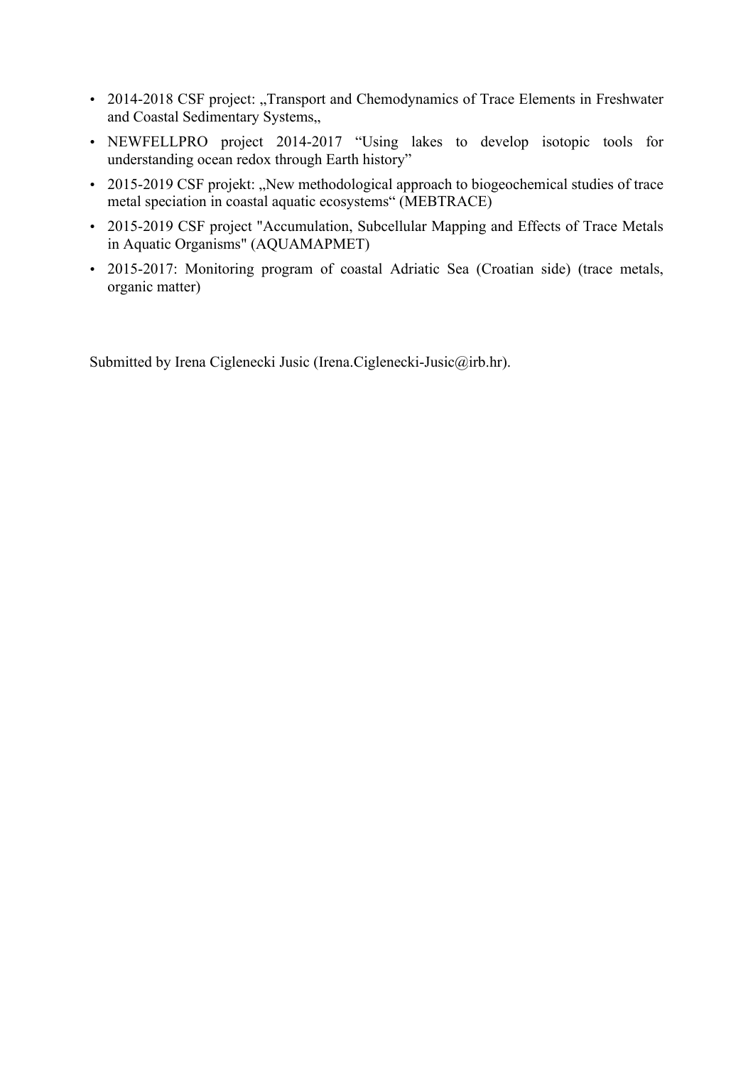- 2014-2018 CSF project: „Transport and Chemodynamics of Trace Elements in Freshwater and Coastal Sedimentary Systems„
- NEWFELLPRO project 2014-2017 "Using lakes to develop isotopic tools for understanding ocean redox through Earth history"
- 2015-2019 CSF projekt: „New methodological approach to biogeochemical studies of trace metal speciation in coastal aquatic ecosystems" (MEBTRACE)
- 2015-2019 CSF project "Accumulation, Subcellular Mapping and Effects of Trace Metals in Aquatic Organisms" (AQUAMAPMET)
- 2015-2017: Monitoring program of coastal Adriatic Sea (Croatian side) (trace metals, organic matter)

Submitted by Irena Ciglenecki Jusic (Irena.Ciglenecki-Jusic@irb.hr).